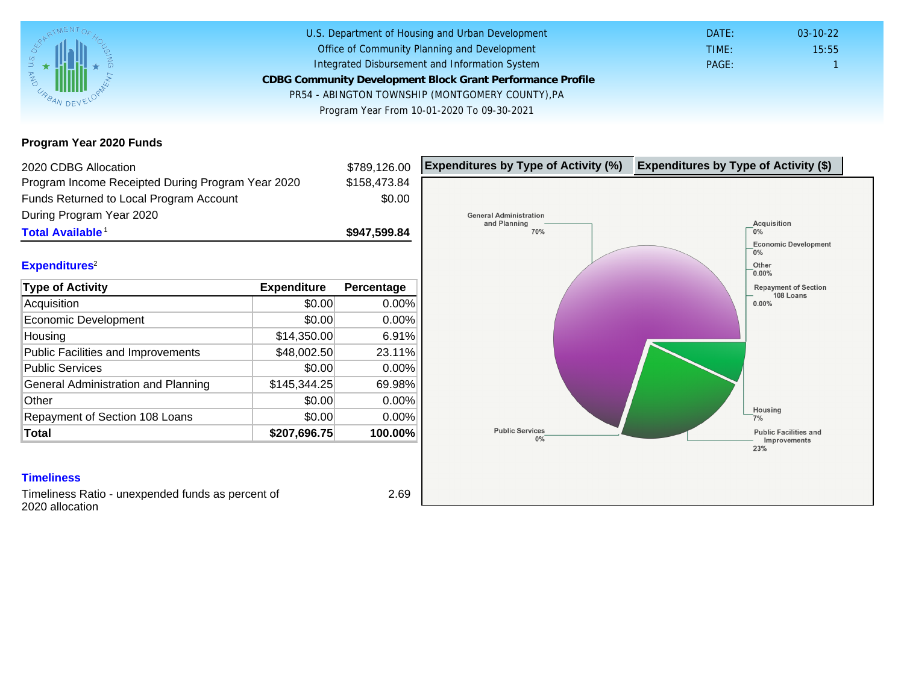U.S. Department of Housing and Urban Development
Office of Community Planning and Development
Integrated Disbursement and Information System

# CDBG Community Development Block Grant Performance Profile

PR54 - ABINGTON TOWNSHIP (MONTGOMERY COUNTY),PA
Program Year From 10-01-2020 To 09-30-2021

DATE: 03-10-22
TIME: 15:55
PAGE: 1

## Program Year 2020 Funds

| | |
|---|---|
| 2020 CDBG Allocation | $789,126.00 |
| Program Income Receipted During Program Year 2020 | $158,473.84 |
| Funds Returned to Local Program Account During Program Year 2020 | $0.00 |
| **Total Available**[1] | **$947,599.84** |

## Expenditures[2]

| Type of Activity | Expenditure | Percentage |
|---|---|---|
| Acquisition | $0.00 | 0.00% |
| Economic Development | $0.00 | 0.00% |
| Housing | $14,350.00 | 6.91% |
| Public Facilities and Improvements | $48,002.50 | 23.11% |
| Public Services | $0.00 | 0.00% |
| General Administration and Planning | $145,344.25 | 69.98% |
| Other | $0.00 | 0.00% |
| Repayment of Section 108 Loans | $0.00 | 0.00% |
| **Total** | **$207,696.75** | **100.00%** |

## Timeliness

Timeliness Ratio - unexpended funds as percent of 2020 allocation: 2.69

**Expenditures by Type of Activity (%)** | **Expenditures by Type of Activity ($)**

General Administration and Planning 70%
Acquisition 0%
Economic Development 0%
Other 0.00%
Repayment of Section 108 Loans 0.00%
Housing 7%
Public Services 0%
Public Facilities and Improvements 23%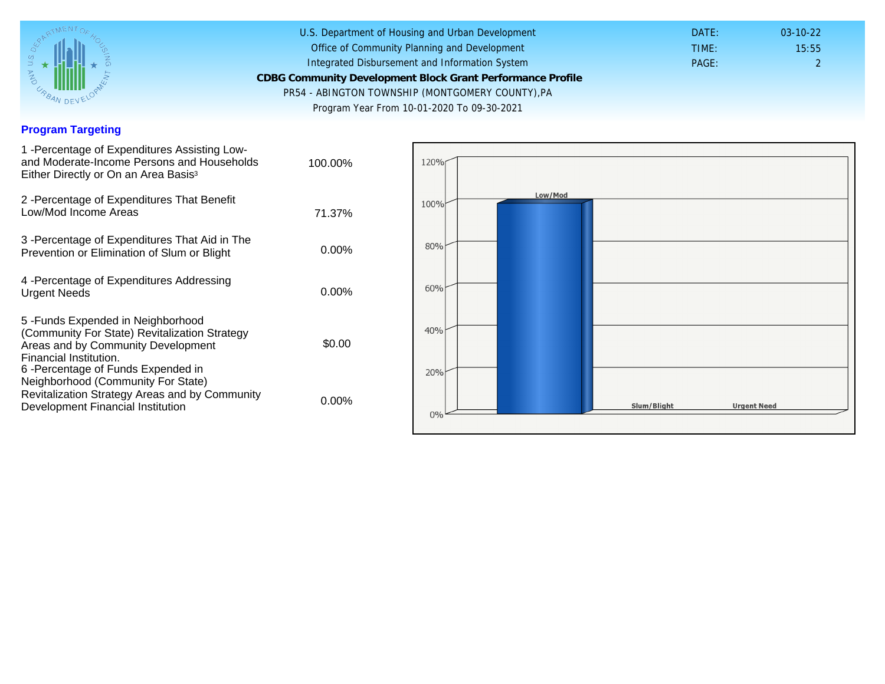U.S. Department of Housing and Urban Development
Office of Community Planning and Development
Integrated Disbursement and Information System
**CDBG Community Development Block Grant Performance Profile**
PR54 - ABINGTON TOWNSHIP (MONTGOMERY COUNTY),PA
Program Year From 10-01-2020 To 09-30-2021

DATE: 03-10-22
TIME: 15:55
PAGE: 2

## Program Targeting

| | |
|---|---|
| 1 -Percentage of Expenditures Assisting Low- and Moderate-Income Persons and Households Either Directly or On an Area Basis[3] | 100.00% |
| 2 -Percentage of Expenditures That Benefit Low/Mod Income Areas | 71.37% |
| 3 -Percentage of Expenditures That Aid in The Prevention or Elimination of Slum or Blight | 0.00% |
| 4 -Percentage of Expenditures Addressing Urgent Needs | 0.00% |
| 5 -Funds Expended in Neighborhood (Community For State) Revitalization Strategy Areas and by Community Development Financial Institution. | $0.00 |
| 6 -Percentage of Funds Expended in Neighborhood (Community For State) Revitalization Strategy Areas and by Community Development Financial Institution | 0.00% |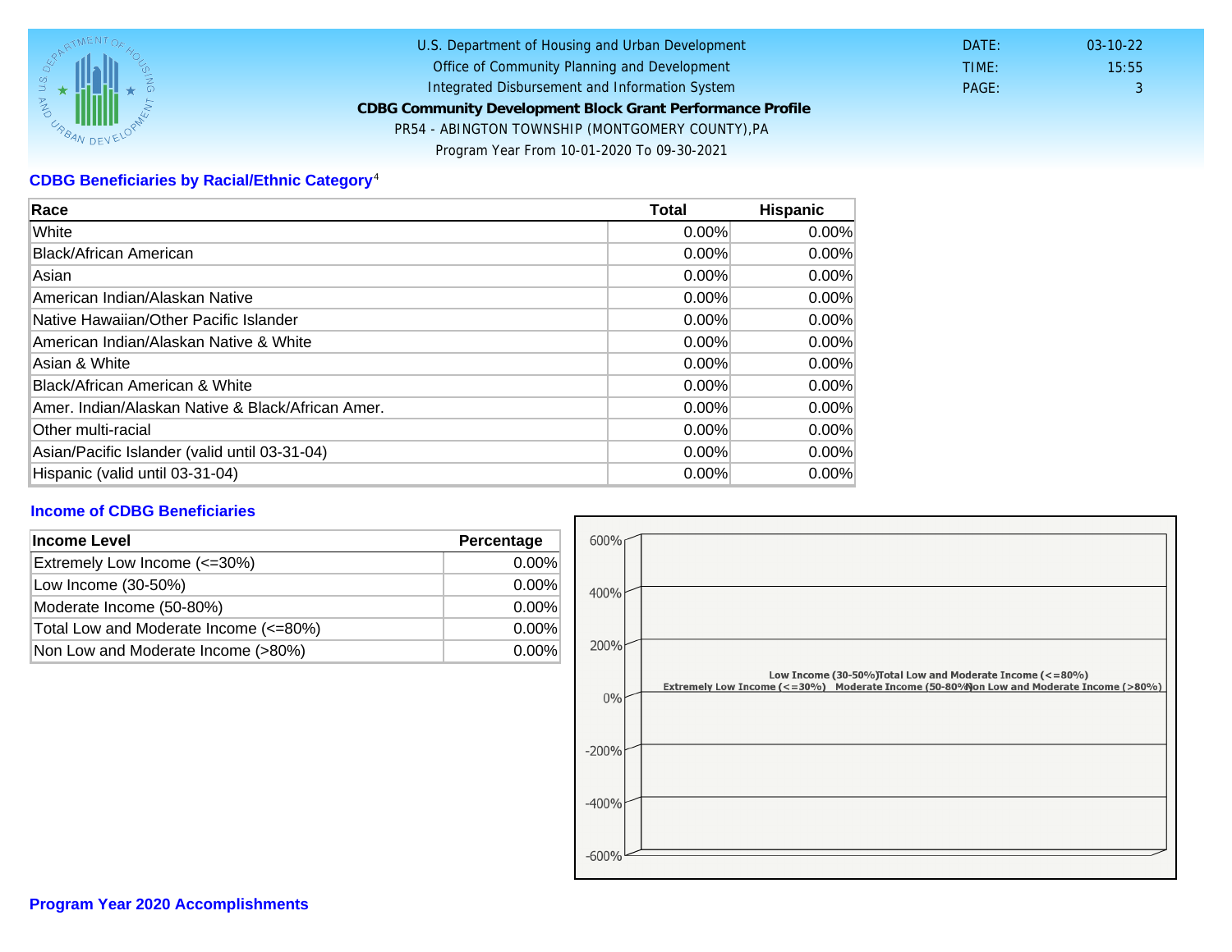U.S. Department of Housing and Urban Development
Office of Community Planning and Development
Integrated Disbursement and Information System
**CDBG Community Development Block Grant Performance Profile**
PR54 - ABINGTON TOWNSHIP (MONTGOMERY COUNTY),PA
Program Year From 10-01-2020 To 09-30-2021

DATE: 03-10-22
TIME: 15:55
PAGE: 3

## CDBG Beneficiaries by Racial/Ethnic Category[4]

| Race | Total | Hispanic |
|---|---|---|
| White | 0.00% | 0.00% |
| Black/African American | 0.00% | 0.00% |
| Asian | 0.00% | 0.00% |
| American Indian/Alaskan Native | 0.00% | 0.00% |
| Native Hawaiian/Other Pacific Islander | 0.00% | 0.00% |
| American Indian/Alaskan Native & White | 0.00% | 0.00% |
| Asian & White | 0.00% | 0.00% |
| Black/African American & White | 0.00% | 0.00% |
| Amer. Indian/Alaskan Native & Black/African Amer. | 0.00% | 0.00% |
| Other multi-racial | 0.00% | 0.00% |
| Asian/Pacific Islander (valid until 03-31-04) | 0.00% | 0.00% |
| Hispanic (valid until 03-31-04) | 0.00% | 0.00% |

## Income of CDBG Beneficiaries

| Income Level | Percentage |
|---|---|
| Extremely Low Income (<=30%) | 0.00% |
| Low Income (30-50%) | 0.00% |
| Moderate Income (50-80%) | 0.00% |
| Total Low and Moderate Income (<=80%) | 0.00% |
| Non Low and Moderate Income (>80%) | 0.00% |

## Program Year 2020 Accomplishments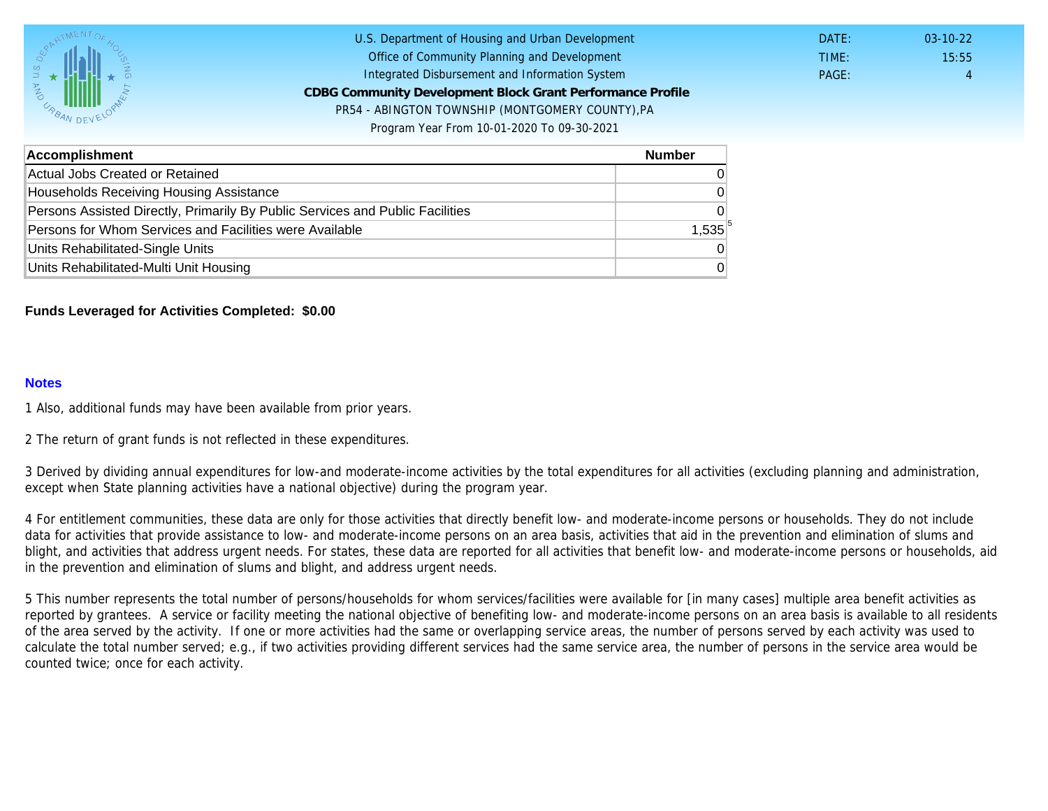| Accomplishment | Number |
|---|---|
| Actual Jobs Created or Retained | 0 |
| Households Receiving Housing Assistance | 0 |
| Persons Assisted Directly, Primarily By Public Services and Public Facilities | 0 |
| Persons for Whom Services and Facilities were Available | 1,535 [5] |
| Units Rehabilitated-Single Units | 0 |
| Units Rehabilitated-Multi Unit Housing | 0 |

**Funds Leveraged for Activities Completed: $0.00**

### Notes

1 Also, additional funds may have been available from prior years.

2 The return of grant funds is not reflected in these expenditures.

3 Derived by dividing annual expenditures for low-and moderate-income activities by the total expenditures for all activities (excluding planning and administration, except when State planning activities have a national objective) during the program year.

4 For entitlement communities, these data are only for those activities that directly benefit low- and moderate-income persons or households. They do not include data for activities that provide assistance to low- and moderate-income persons on an area basis, activities that aid in the prevention and elimination of slums and blight, and activities that address urgent needs. For states, these data are reported for all activities that benefit low- and moderate-income persons or households, aid in the prevention and elimination of slums and blight, and address urgent needs.

5 This number represents the total number of persons/households for whom services/facilities were available for [in many cases] multiple area benefit activities as reported by grantees. A service or facility meeting the national objective of benefiting low- and moderate-income persons on an area basis is available to all residents of the area served by the activity. If one or more activities had the same or overlapping service areas, the number of persons served by each activity was used to calculate the total number served; e.g., if two activities providing different services had the same service area, the number of persons in the service area would be counted twice; once for each activity.